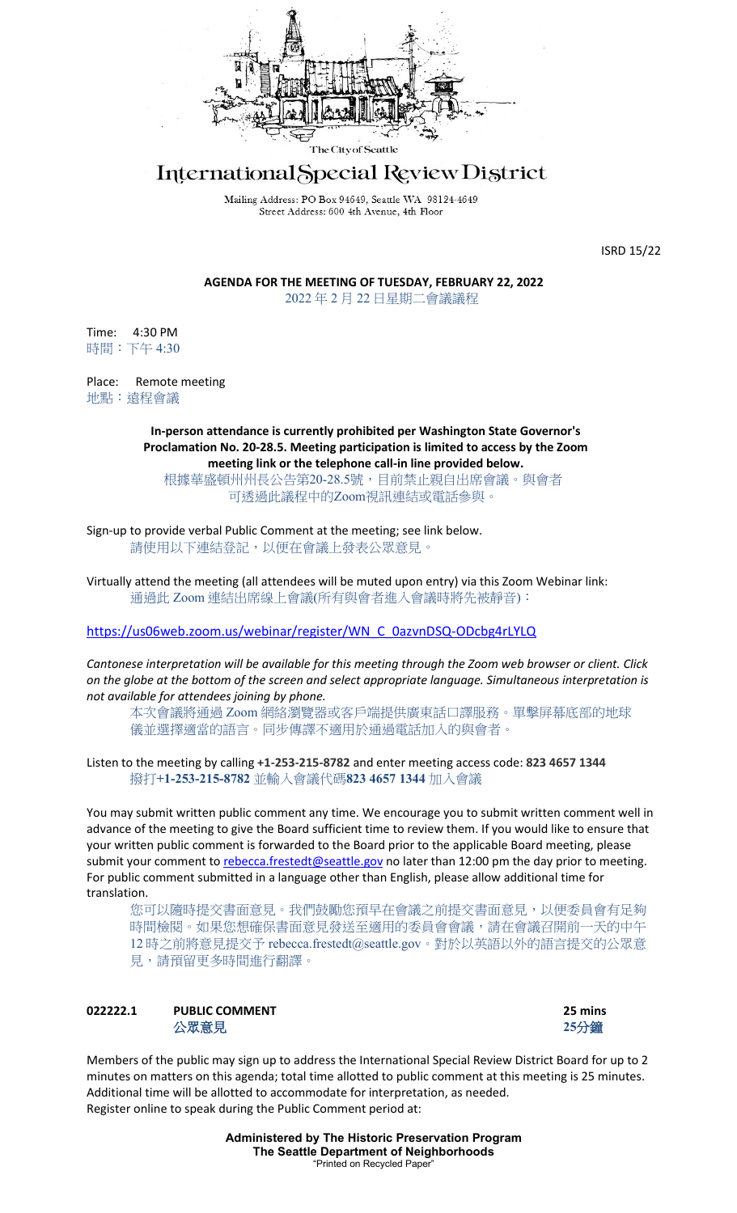The City of Seattle

# International Special Review District

Mailing Address: PO Box 94649, Seattle WA 98124-4649
Street Address: 600 4th Avenue, 4th Floor

ISRD 15/22

**AGENDA FOR THE MEETING OF TUESDAY, FEBRUARY 22, 2022**
2022 年 2 月 22 日星期二會議議程

Time: 4:30 PM
時間：下午 4:30

Place: Remote meeting
地點：遠程會議

**In-person attendance is currently prohibited per Washington State Governor's Proclamation No. 20-28.5. Meeting participation is limited to access by the Zoom meeting link or the telephone call-in line provided below.**
根據華盛頓州州長公告第20-28.5號，目前禁止親自出席會議。與會者可透過此議程中的Zoom視訊連結或電話參與。

Sign-up to provide verbal Public Comment at the meeting; see link below.
請使用以下連結登記，以便在會議上發表公眾意見。

Virtually attend the meeting (all attendees will be muted upon entry) via this Zoom Webinar link:
通過此 Zoom 連結出席線上會議(所有與會者進入會議時將先被靜音)：

https://us06web.zoom.us/webinar/register/WN_C_0azvnDSQ-ODcbg4rLYLQ

*Cantonese interpretation will be available for this meeting through the Zoom web browser or client. Click on the globe at the bottom of the screen and select appropriate language. Simultaneous interpretation is not available for attendees joining by phone.*
本次會議將通過 Zoom 網絡瀏覽器或客戶端提供廣東話口譯服務。單擊屏幕底部的地球儀並選擇適當的語言。同步傳譯不適用於通過電話加入的與會者。

Listen to the meeting by calling **+1-253-215-8782** and enter meeting access code: **823 4657 1344**
撥打**+1-253-215-8782** 並輸入會議代碼**823 4657 1344** 加入會議

You may submit written public comment any time. We encourage you to submit written comment well in advance of the meeting to give the Board sufficient time to review them. If you would like to ensure that your written public comment is forwarded to the Board prior to the applicable Board meeting, please submit your comment to rebecca.frestedt@seattle.gov no later than 12:00 pm the day prior to meeting. For public comment submitted in a language other than English, please allow additional time for translation.
您可以隨時提交書面意見。我們鼓勵您預早在會議之前提交書面意見，以便委員會有足夠時間檢閱。如果您想確保書面意見發送至適用的委員會會議，請在會議召開前一天的中午12時之前將意見提交予 rebecca.frestedt@seattle.gov。對於以英語以外的語言提交的公眾意見，請預留更多時間進行翻譯。

**022222.1 PUBLIC COMMENT — 25 mins**
**公眾意見 — 25分鐘**

Members of the public may sign up to address the International Special Review District Board for up to 2 minutes on matters on this agenda; total time allotted to public comment at this meeting is 25 minutes. Additional time will be allotted to accommodate for interpretation, as needed.
Register online to speak during the Public Comment period at:

**Administered by The Historic Preservation Program**
**The Seattle Department of Neighborhoods**
"Printed on Recycled Paper"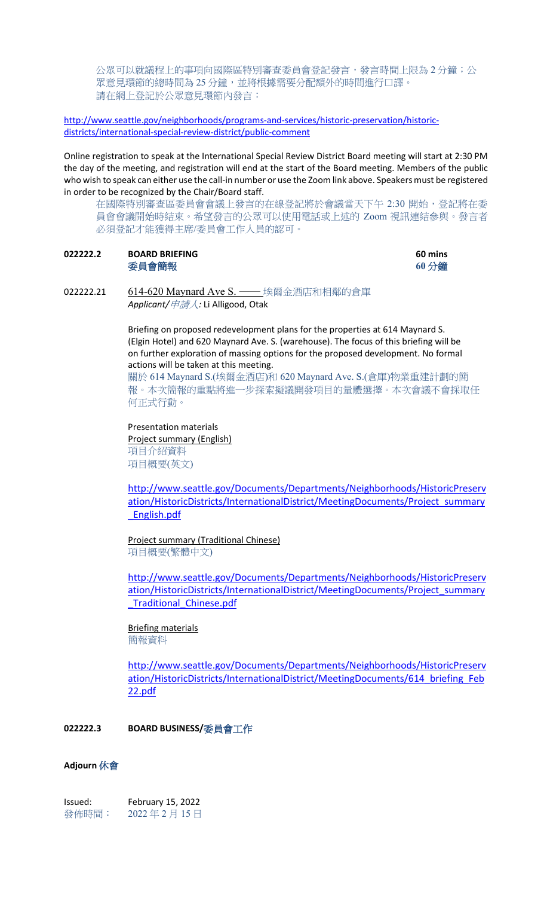公眾可以就議程上的事項向國際區特別審查委員會登記發言，發言時間上限為 2 分鐘；公眾意見環節的總時間為 25 分鐘，並將根據需要分配額外的時間進行口譯。
請在網上登記於公眾意見環節內發言：

http://www.seattle.gov/neighborhoods/programs-and-services/historic-preservation/historic-districts/international-special-review-district/public-comment

Online registration to speak at the International Special Review District Board meeting will start at 2:30 PM the day of the meeting, and registration will end at the start of the Board meeting. Members of the public who wish to speak can either use the call-in number or use the Zoom link above. Speakers must be registered in order to be recognized by the Chair/Board staff.

在國際特別審查區委員會會議上發言的在線登記將於會議當天下午 2:30 開始，登記將在委員會會議開始時結束。希望發言的公眾可以使用電話或上述的 Zoom 視訊連結參與。發言者必須登記才能獲得主席/委員會工作人員的認可。

**022222.2 BOARD BRIEFING** **60 mins**
**委員會簡報** **60 分鐘**

022222.21 614-620 Maynard Ave S. —— 埃爾金酒店和相鄰的倉庫
*Applicant/申請人:* Li Alligood, Otak

Briefing on proposed redevelopment plans for the properties at 614 Maynard S. (Elgin Hotel) and 620 Maynard Ave. S. (warehouse). The focus of this briefing will be on further exploration of massing options for the proposed development. No formal actions will be taken at this meeting.

關於 614 Maynard S.(埃爾金酒店)和 620 Maynard Ave. S.(倉庫)物業重建計劃的簡報。本次簡報的重點將進一步探索擬議開發項目的量體選擇。本次會議不會採取任何正式行動。

Presentation materials
Project summary (English)
項目介紹資料
項目概要(英文)

http://www.seattle.gov/Documents/Departments/Neighborhoods/HistoricPreservation/HistoricDistricts/InternationalDistrict/MeetingDocuments/Project_summary_English.pdf

Project summary (Traditional Chinese)
項目概要(繁體中文)

http://www.seattle.gov/Documents/Departments/Neighborhoods/HistoricPreservation/HistoricDistricts/InternationalDistrict/MeetingDocuments/Project_summary_Traditional_Chinese.pdf

Briefing materials
簡報資料

http://www.seattle.gov/Documents/Departments/Neighborhoods/HistoricPreservation/HistoricDistricts/InternationalDistrict/MeetingDocuments/614_briefing_Feb22.pdf

**022222.3 BOARD BUSINESS/委員會工作**

**Adjourn 休會**

Issued: February 15, 2022
發佈時間： 2022 年 2 月 15 日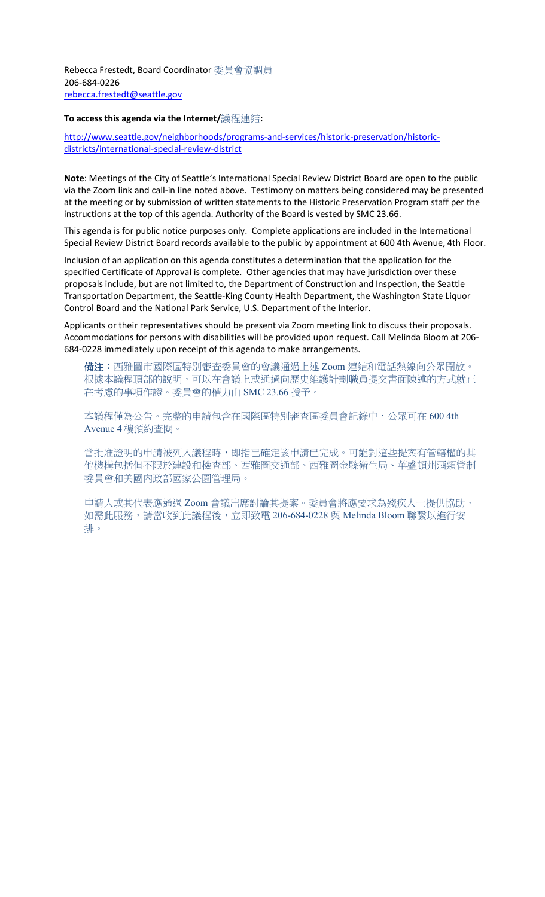Rebecca Frestedt, Board Coordinator 委員會協調員
206-684-0226
rebecca.frestedt@seattle.gov

**To access this agenda via the Internet/**議程連結**:**

http://www.seattle.gov/neighborhoods/programs-and-services/historic-preservation/historic-districts/international-special-review-district

**Note**: Meetings of the City of Seattle's International Special Review District Board are open to the public via the Zoom link and call-in line noted above. Testimony on matters being considered may be presented at the meeting or by submission of written statements to the Historic Preservation Program staff per the instructions at the top of this agenda. Authority of the Board is vested by SMC 23.66.

This agenda is for public notice purposes only. Complete applications are included in the International Special Review District Board records available to the public by appointment at 600 4th Avenue, 4th Floor.

Inclusion of an application on this agenda constitutes a determination that the application for the specified Certificate of Approval is complete. Other agencies that may have jurisdiction over these proposals include, but are not limited to, the Department of Construction and Inspection, the Seattle Transportation Department, the Seattle-King County Health Department, the Washington State Liquor Control Board and the National Park Service, U.S. Department of the Interior.

Applicants or their representatives should be present via Zoom meeting link to discuss their proposals. Accommodations for persons with disabilities will be provided upon request. Call Melinda Bloom at 206-684-0228 immediately upon receipt of this agenda to make arrangements.

**備注：**西雅圖市國際區特別審查委員會的會議通過上述 Zoom 連結和電話熱線向公眾開放。根據本議程頂部的說明，可以在會議上或通過向歷史維護計劃職員提交書面陳述的方式就正在考慮的事項作證。委員會的權力由 SMC 23.66 授予。

本議程僅為公告。完整的申請包含在國際區特別審查區委員會記錄中，公眾可在 600 4th Avenue 4 樓預約查閱。

當批准證明的申請被列入議程時，即指已確定該申請已完成。可能對這些提案有管轄權的其他機構包括但不限於建設和檢查部、西雅圖交通部、西雅圖金縣衛生局、華盛頓州酒類管制委員會和美國內政部國家公園管理局。

申請人或其代表應通過 Zoom 會議出席討論其提案。委員會將應要求為殘疾人士提供協助，如需此服務，請當收到此議程後，立即致電 206-684-0228 與 Melinda Bloom 聯繫以進行安排。